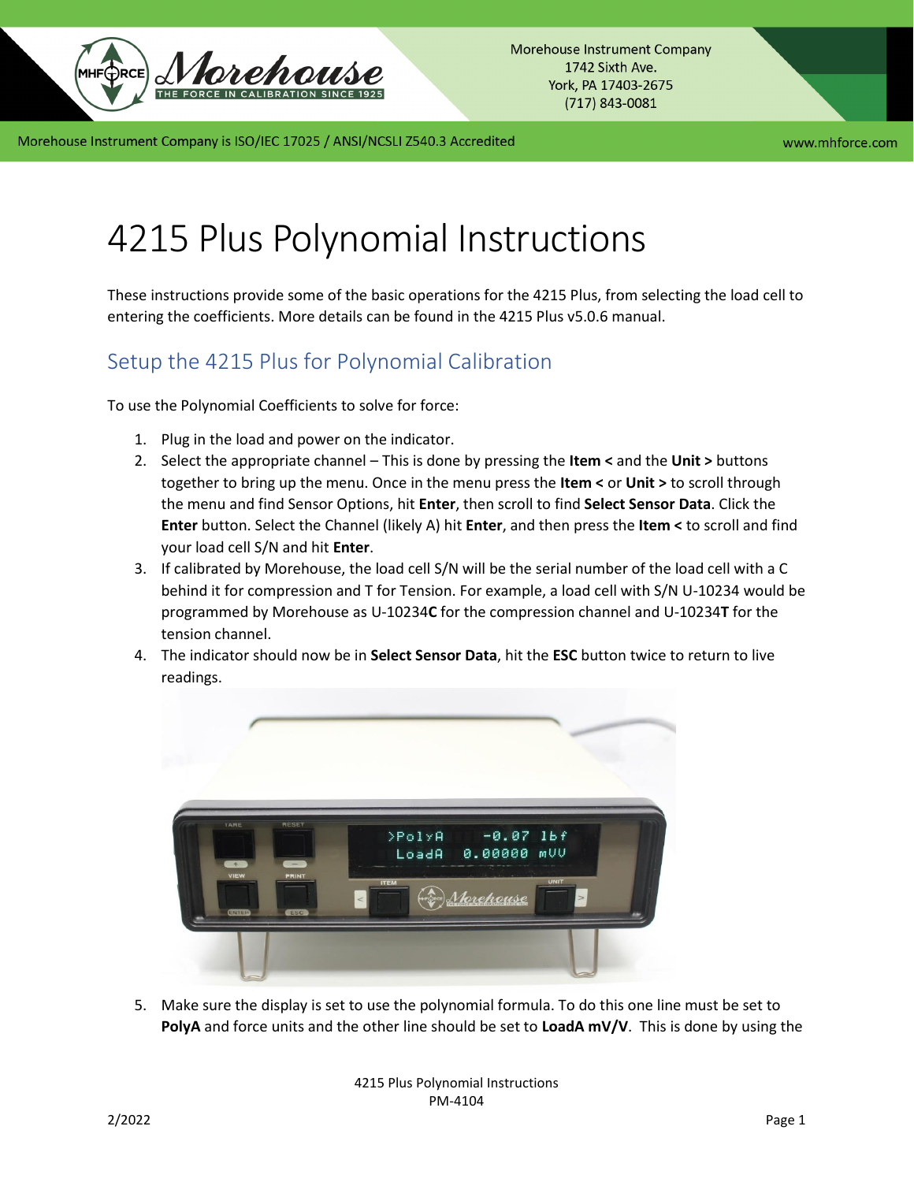# 4215 Plus Polynomial Instructions

These instructions provide some of the basic operations for the 4215 Plus, from selecting the load cell to entering the coefficients. More details can be found in the 4215 Plus v5.0.6 manual.

## Setup the 4215 Plus for Polynomial Calibration

To use the Polynomial Coefficients to solve for force:

1. Plug in the load and power on the indicator.
2. Select the appropriate channel – This is done by pressing the **Item <** and the **Unit >** buttons together to bring up the menu. Once in the menu press the **Item <** or **Unit >** to scroll through the menu and find Sensor Options, hit **Enter**, then scroll to find **Select Sensor Data**. Click the **Enter** button. Select the Channel (likely A) hit **Enter**, and then press the **Item <** to scroll and find your load cell S/N and hit **Enter**.
3. If calibrated by Morehouse, the load cell S/N will be the serial number of the load cell with a C behind it for compression and T for Tension. For example, a load cell with S/N U-10234 would be programmed by Morehouse as U-10234**C** for the compression channel and U-10234**T** for the tension channel.
4. The indicator should now be in **Select Sensor Data**, hit the **ESC** button twice to return to live readings.
5. Make sure the display is set to use the polynomial formula. To do this one line must be set to **PolyA** and force units and the other line should be set to **LoadA mV/V**. This is done by using the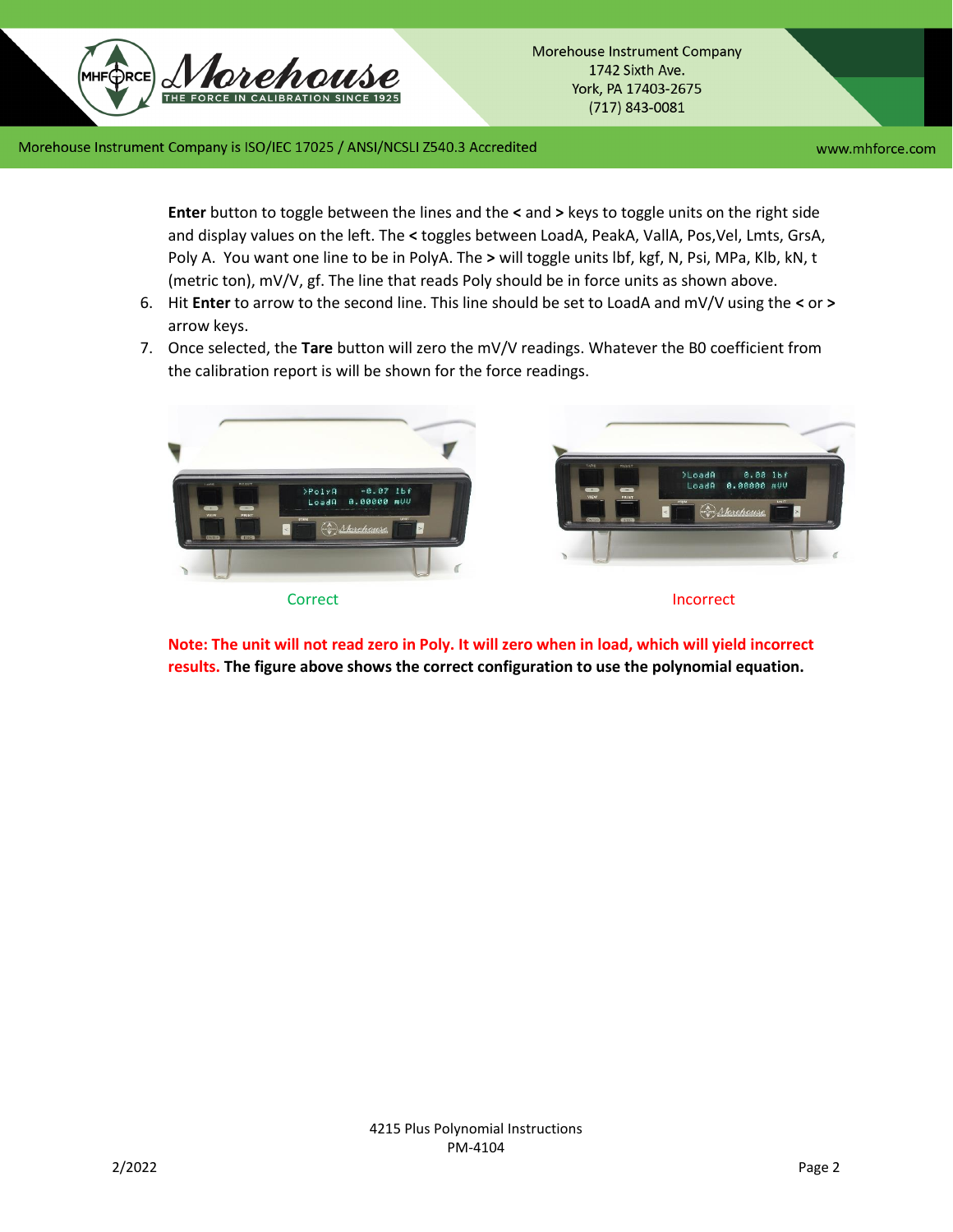**Enter** button to toggle between the lines and the **<** and **>** keys to toggle units on the right side and display values on the left. The **<** toggles between LoadA, PeakA, VallA, Pos,Vel, Lmts, GrsA, Poly A. You want one line to be in PolyA. The **>** will toggle units lbf, kgf, N, Psi, MPa, Klb, kN, t (metric ton), mV/V, gf. The line that reads Poly should be in force units as shown above.

6. Hit **Enter** to arrow to the second line. This line should be set to LoadA and mV/V using the **<** or **>** arrow keys.
7. Once selected, the **Tare** button will zero the mV/V readings. Whatever the B0 coefficient from the calibration report is will be shown for the force readings.

Correct

Incorrect

**Note: The unit will not read zero in Poly. It will zero when in load, which will yield incorrect results. The figure above shows the correct configuration to use the polynomial equation.**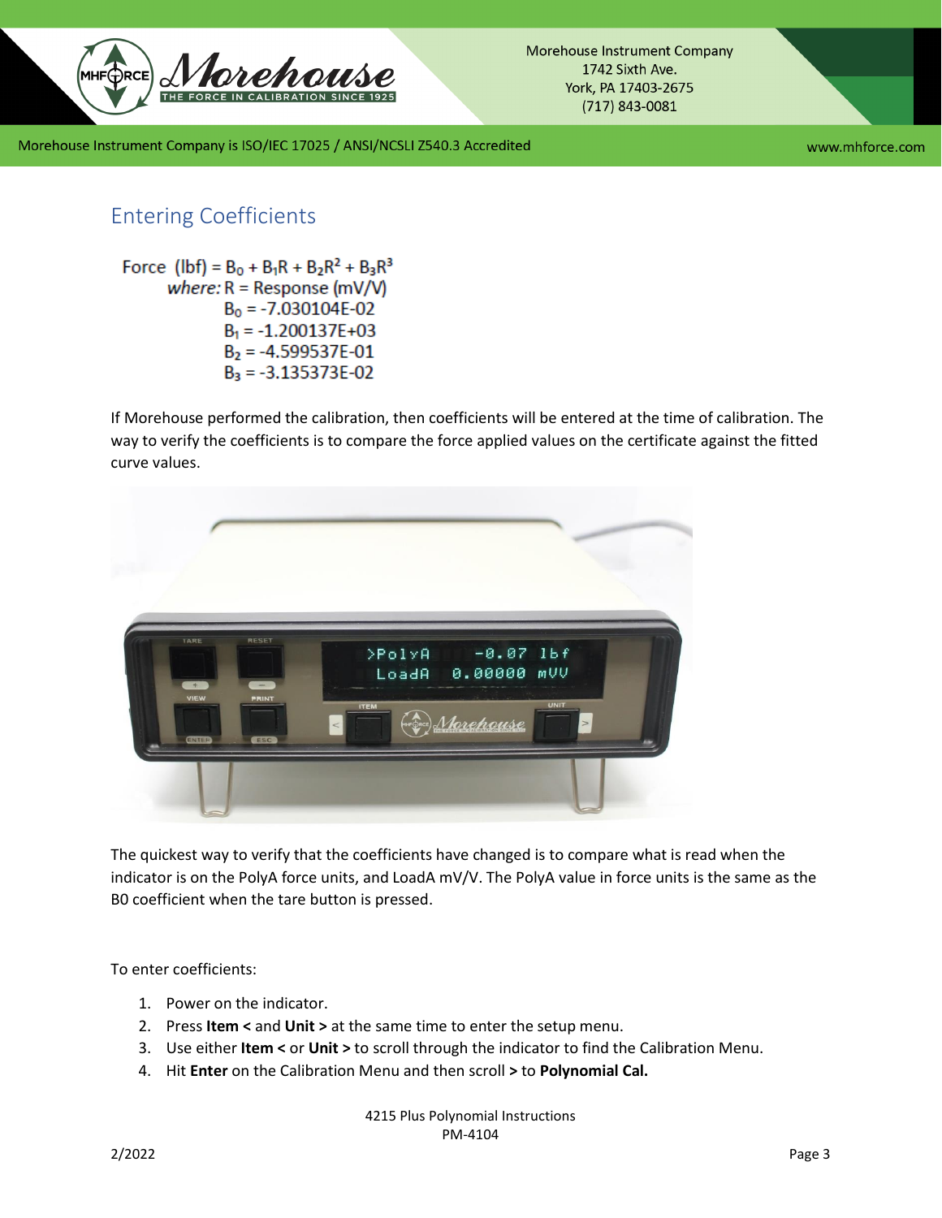## Entering Coefficients

$$\text{Force (lbf)} = B_0 + B_1R + B_2R^2 + B_3R^3$$

*where:* R = Response (mV/V)

$B_0 = -7.030104E\text{-}02$

$B_1 = -1.200137E\text{+}03$

$B_2 = -4.599537E\text{-}01$

$B_3 = -3.135373E\text{-}02$

If Morehouse performed the calibration, then coefficients will be entered at the time of calibration. The way to verify the coefficients is to compare the force applied values on the certificate against the fitted curve values.

The quickest way to verify that the coefficients have changed is to compare what is read when the indicator is on the PolyA force units, and LoadA mV/V. The PolyA value in force units is the same as the B0 coefficient when the tare button is pressed.

To enter coefficients:

1. Power on the indicator.
2. Press **Item <** and **Unit >** at the same time to enter the setup menu.
3. Use either **Item <** or **Unit >** to scroll through the indicator to find the Calibration Menu.
4. Hit **Enter** on the Calibration Menu and then scroll **>** to **Polynomial Cal.**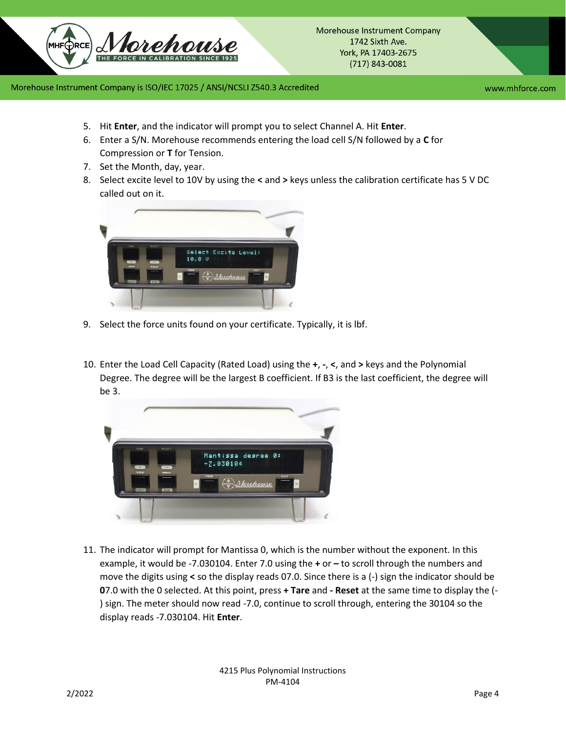5. Hit **Enter**, and the indicator will prompt you to select Channel A. Hit **Enter**.
6. Enter a S/N. Morehouse recommends entering the load cell S/N followed by a **C** for Compression or **T** for Tension.
7. Set the Month, day, year.
8. Select excite level to 10V by using the **<** and **>** keys unless the calibration certificate has 5 V DC called out on it.

9. Select the force units found on your certificate. Typically, it is lbf.

10. Enter the Load Cell Capacity (Rated Load) using the **+**, **-**, **<**, and **>** keys and the Polynomial Degree. The degree will be the largest B coefficient. If B3 is the last coefficient, the degree will be 3.

11. The indicator will prompt for Mantissa 0, which is the number without the exponent. In this example, it would be -7.030104. Enter 7.0 using the **+** or **–** to scroll through the numbers and move the digits using **<** so the display reads 07.0. Since there is a (-) sign the indicator should be **0**7.0 with the 0 selected. At this point, press **+ Tare** and **- Reset** at the same time to display the (-) sign. The meter should now read -7.0, continue to scroll through, entering the 30104 so the display reads -7.030104. Hit **Enter**.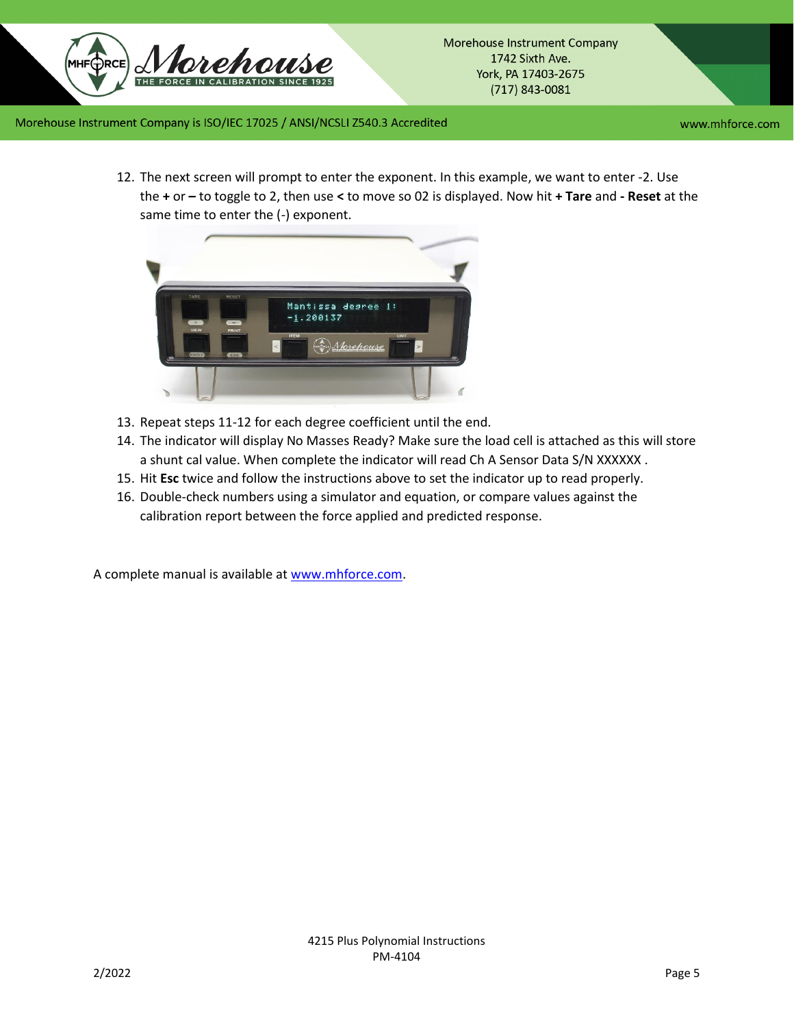12. The next screen will prompt to enter the exponent. In this example, we want to enter -2. Use the **+** or **–** to toggle to 2, then use **<** to move so 02 is displayed. Now hit **+ Tare** and **- Reset** at the same time to enter the (-) exponent.

13. Repeat steps 11-12 for each degree coefficient until the end.
14. The indicator will display No Masses Ready? Make sure the load cell is attached as this will store a shunt cal value. When complete the indicator will read Ch A Sensor Data S/N XXXXXX .
15. Hit **Esc** twice and follow the instructions above to set the indicator up to read properly.
16. Double-check numbers using a simulator and equation, or compare values against the calibration report between the force applied and predicted response.

A complete manual is available at [www.mhforce.com](http://www.mhforce.com).